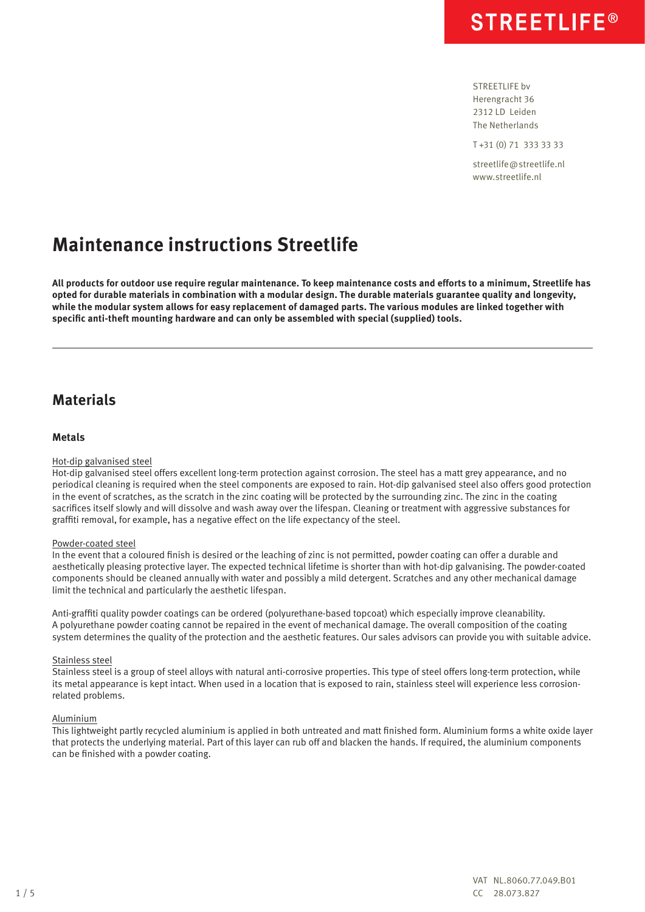STREETLIFE®

STREETLIFE bv
Herengracht 36
2312 LD Leiden
The Netherlands

T +31 (0) 71 333 33 33

streetlife@streetlife.nl
www.streetlife.nl

# Maintenance instructions Streetlife

**All products for outdoor use require regular maintenance. To keep maintenance costs and efforts to a minimum, Streetlife has opted for durable materials in combination with a modular design. The durable materials guarantee quality and longevity, while the modular system allows for easy replacement of damaged parts. The various modules are linked together with specific anti-theft mounting hardware and can only be assembled with special (supplied) tools.**

---

## Materials

### Metals

<u>Hot-dip galvanised steel</u>
Hot-dip galvanised steel offers excellent long-term protection against corrosion. The steel has a matt grey appearance, and no periodical cleaning is required when the steel components are exposed to rain. Hot-dip galvanised steel also offers good protection in the event of scratches, as the scratch in the zinc coating will be protected by the surrounding zinc. The zinc in the coating sacrifices itself slowly and will dissolve and wash away over the lifespan. Cleaning or treatment with aggressive substances for graffiti removal, for example, has a negative effect on the life expectancy of the steel.

<u>Powder-coated steel</u>
In the event that a coloured finish is desired or the leaching of zinc is not permitted, powder coating can offer a durable and aesthetically pleasing protective layer. The expected technical lifetime is shorter than with hot-dip galvanising. The powder-coated components should be cleaned annually with water and possibly a mild detergent. Scratches and any other mechanical damage limit the technical and particularly the aesthetic lifespan.

Anti-graffiti quality powder coatings can be ordered (polyurethane-based topcoat) which especially improve cleanability. A polyurethane powder coating cannot be repaired in the event of mechanical damage. The overall composition of the coating system determines the quality of the protection and the aesthetic features. Our sales advisors can provide you with suitable advice.

<u>Stainless steel</u>
Stainless steel is a group of steel alloys with natural anti-corrosive properties. This type of steel offers long-term protection, while its metal appearance is kept intact. When used in a location that is exposed to rain, stainless steel will experience less corrosion-related problems.

<u>Aluminium</u>
This lightweight partly recycled aluminium is applied in both untreated and matt finished form. Aluminium forms a white oxide layer that protects the underlying material. Part of this layer can rub off and blacken the hands. If required, the aluminium components can be finished with a powder coating.

VAT NL.8060.77.049.B01
CC 28.073.827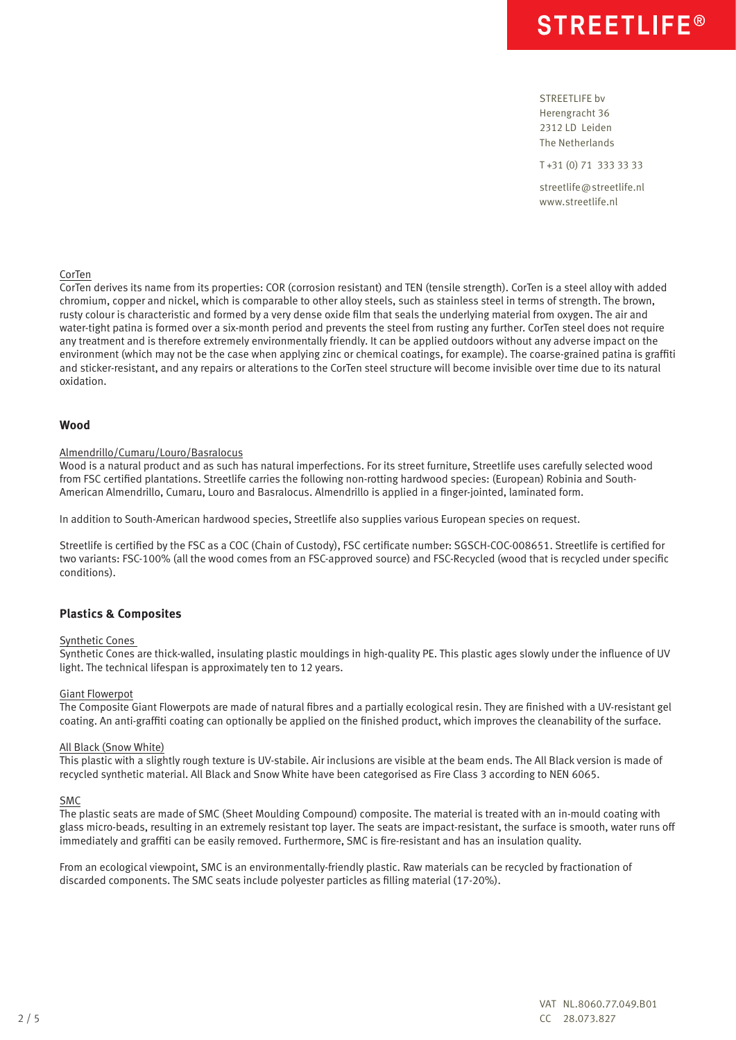STREETLIFE bv
Herengracht 36
2312 LD Leiden
The Netherlands

T +31 (0) 71 333 33 33

streetlife@streetlife.nl
www.streetlife.nl

CorTen
CorTen derives its name from its properties: COR (corrosion resistant) and TEN (tensile strength). CorTen is a steel alloy with added chromium, copper and nickel, which is comparable to other alloy steels, such as stainless steel in terms of strength. The brown, rusty colour is characteristic and formed by a very dense oxide film that seals the underlying material from oxygen. The air and water-tight patina is formed over a six-month period and prevents the steel from rusting any further. CorTen steel does not require any treatment and is therefore extremely environmentally friendly. It can be applied outdoors without any adverse impact on the environment (which may not be the case when applying zinc or chemical coatings, for example). The coarse-grained patina is graffiti and sticker-resistant, and any repairs or alterations to the CorTen steel structure will become invisible over time due to its natural oxidation.

## Wood

Almendrillo/Cumaru/Louro/Basralocus
Wood is a natural product and as such has natural imperfections. For its street furniture, Streetlife uses carefully selected wood from FSC certified plantations. Streetlife carries the following non-rotting hardwood species: (European) Robinia and South-American Almendrillo, Cumaru, Louro and Basralocus. Almendrillo is applied in a finger-jointed, laminated form.

In addition to South-American hardwood species, Streetlife also supplies various European species on request.

Streetlife is certified by the FSC as a COC (Chain of Custody), FSC certificate number: SGSCH-COC-008651. Streetlife is certified for two variants: FSC-100% (all the wood comes from an FSC-approved source) and FSC-Recycled (wood that is recycled under specific conditions).

## Plastics & Composites

Synthetic Cones
Synthetic Cones are thick-walled, insulating plastic mouldings in high-quality PE. This plastic ages slowly under the influence of UV light. The technical lifespan is approximately ten to 12 years.

Giant Flowerpot
The Composite Giant Flowerpots are made of natural fibres and a partially ecological resin. They are finished with a UV-resistant gel coating. An anti-graffiti coating can optionally be applied on the finished product, which improves the cleanability of the surface.

All Black (Snow White)
This plastic with a slightly rough texture is UV-stabile. Air inclusions are visible at the beam ends. The All Black version is made of recycled synthetic material. All Black and Snow White have been categorised as Fire Class 3 according to NEN 6065.

SMC
The plastic seats are made of SMC (Sheet Moulding Compound) composite. The material is treated with an in-mould coating with glass micro-beads, resulting in an extremely resistant top layer. The seats are impact-resistant, the surface is smooth, water runs off immediately and graffiti can be easily removed. Furthermore, SMC is fire-resistant and has an insulation quality.

From an ecological viewpoint, SMC is an environmentally-friendly plastic. Raw materials can be recycled by fractionation of discarded components. The SMC seats include polyester particles as filling material (17-20%).

VAT NL.8060.77.049.B01
CC 28.073.827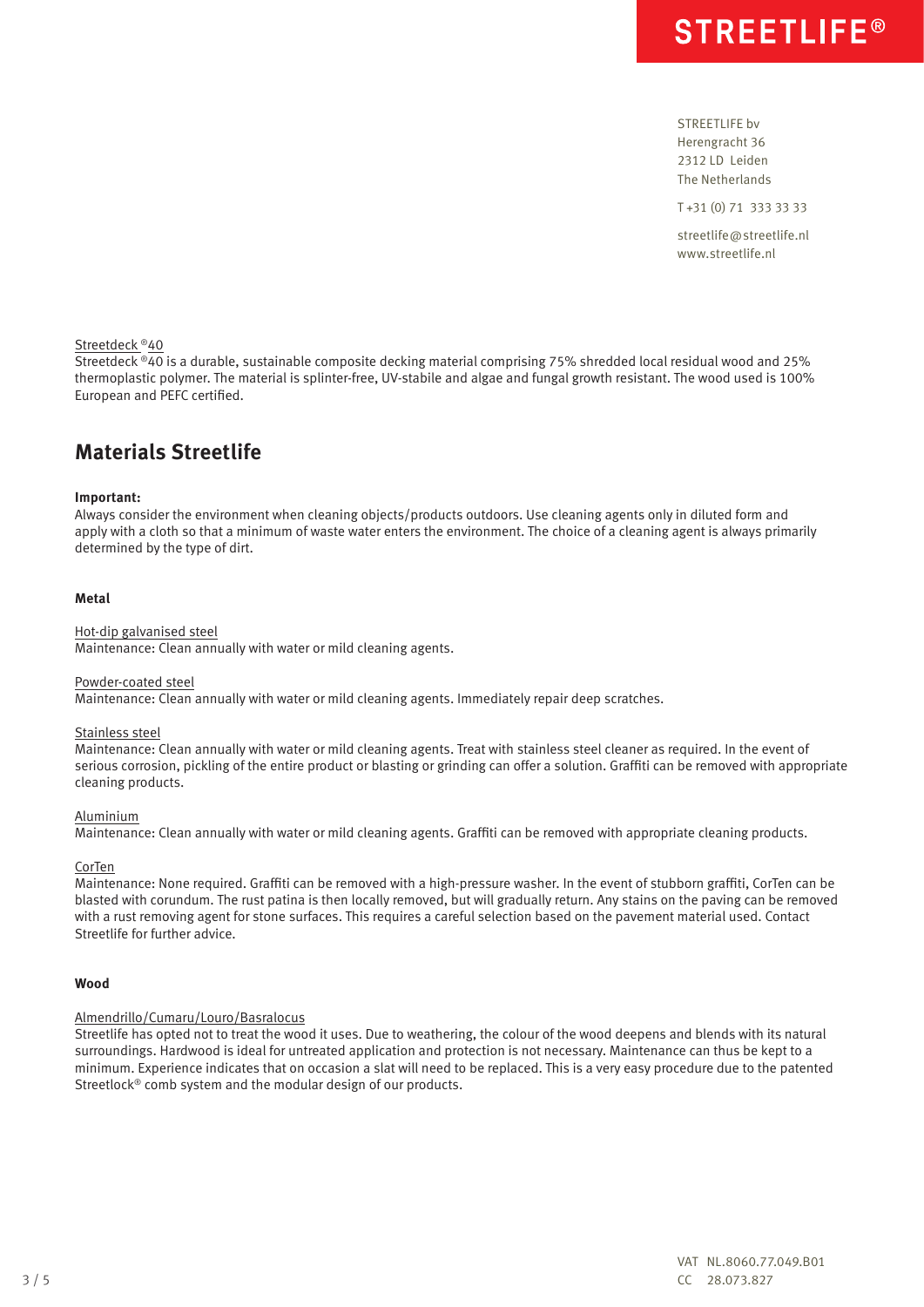STREETLIFE®

STREETLIFE bv
Herengracht 36
2312 LD Leiden
The Netherlands

T +31 (0) 71 333 33 33

streetlife@streetlife.nl
www.streetlife.nl

Streetdeck®40
Streetdeck®40 is a durable, sustainable composite decking material comprising 75% shredded local residual wood and 25% thermoplastic polymer. The material is splinter-free, UV-stabile and algae and fungal growth resistant. The wood used is 100% European and PEFC certified.

## Materials Streetlife

**Important:**
Always consider the environment when cleaning objects/products outdoors. Use cleaning agents only in diluted form and apply with a cloth so that a minimum of waste water enters the environment. The choice of a cleaning agent is always primarily determined by the type of dirt.

### Metal

Hot-dip galvanised steel
Maintenance: Clean annually with water or mild cleaning agents.

Powder-coated steel
Maintenance: Clean annually with water or mild cleaning agents. Immediately repair deep scratches.

Stainless steel
Maintenance: Clean annually with water or mild cleaning agents. Treat with stainless steel cleaner as required. In the event of serious corrosion, pickling of the entire product or blasting or grinding can offer a solution. Graffiti can be removed with appropriate cleaning products.

Aluminium
Maintenance: Clean annually with water or mild cleaning agents. Graffiti can be removed with appropriate cleaning products.

CorTen
Maintenance: None required. Graffiti can be removed with a high-pressure washer. In the event of stubborn graffiti, CorTen can be blasted with corundum. The rust patina is then locally removed, but will gradually return. Any stains on the paving can be removed with a rust removing agent for stone surfaces. This requires a careful selection based on the pavement material used. Contact Streetlife for further advice.

### Wood

Almendrillo/Cumaru/Louro/Basralocus
Streetlife has opted not to treat the wood it uses. Due to weathering, the colour of the wood deepens and blends with its natural surroundings. Hardwood is ideal for untreated application and protection is not necessary. Maintenance can thus be kept to a minimum. Experience indicates that on occasion a slat will need to be replaced. This is a very easy procedure due to the patented Streetlock® comb system and the modular design of our products.

VAT NL.8060.77.049.B01
CC 28.073.827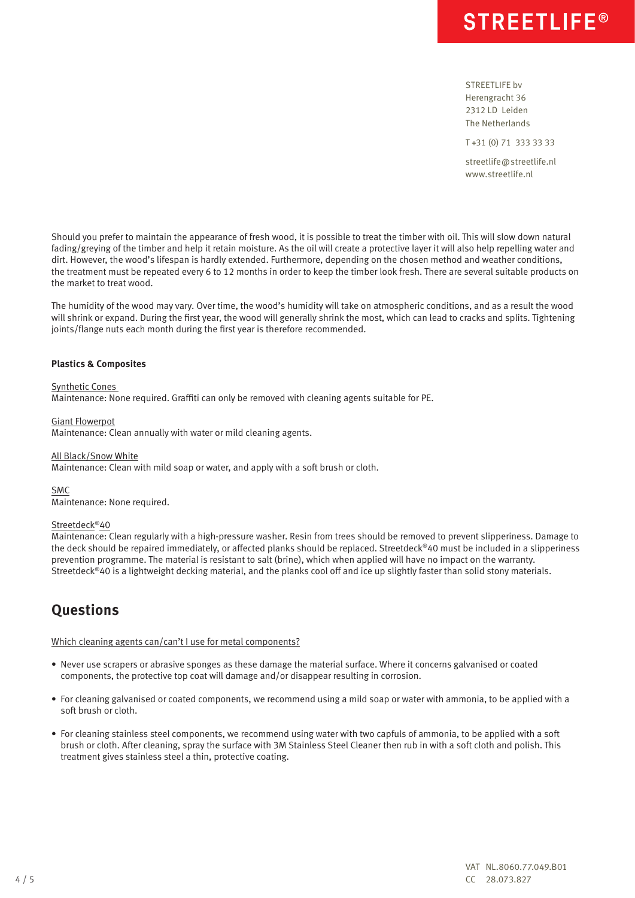Should you prefer to maintain the appearance of fresh wood, it is possible to treat the timber with oil. This will slow down natural fading/greying of the timber and help it retain moisture. As the oil will create a protective layer it will also help repelling water and dirt. However, the wood's lifespan is hardly extended. Furthermore, depending on the chosen method and weather conditions, the treatment must be repeated every 6 to 12 months in order to keep the timber look fresh. There are several suitable products on the market to treat wood.

The humidity of the wood may vary. Over time, the wood's humidity will take on atmospheric conditions, and as a result the wood will shrink or expand. During the first year, the wood will generally shrink the most, which can lead to cracks and splits. Tightening joints/flange nuts each month during the first year is therefore recommended.

**Plastics & Composites**

Synthetic Cones
Maintenance: None required. Graffiti can only be removed with cleaning agents suitable for PE.

Giant Flowerpot
Maintenance: Clean annually with water or mild cleaning agents.

All Black/Snow White
Maintenance: Clean with mild soap or water, and apply with a soft brush or cloth.

SMC
Maintenance: None required.

Streetdeck®40
Maintenance: Clean regularly with a high-pressure washer. Resin from trees should be removed to prevent slipperiness. Damage to the deck should be repaired immediately, or affected planks should be replaced. Streetdeck®40 must be included in a slipperiness prevention programme. The material is resistant to salt (brine), which when applied will have no impact on the warranty. Streetdeck®40 is a lightweight decking material, and the planks cool off and ice up slightly faster than solid stony materials.

## Questions

Which cleaning agents can/can't I use for metal components?

- Never use scrapers or abrasive sponges as these damage the material surface. Where it concerns galvanised or coated components, the protective top coat will damage and/or disappear resulting in corrosion.
- For cleaning galvanised or coated components, we recommend using a mild soap or water with ammonia, to be applied with a soft brush or cloth.
- For cleaning stainless steel components, we recommend using water with two capfuls of ammonia, to be applied with a soft brush or cloth. After cleaning, spray the surface with 3M Stainless Steel Cleaner then rub in with a soft cloth and polish. This treatment gives stainless steel a thin, protective coating.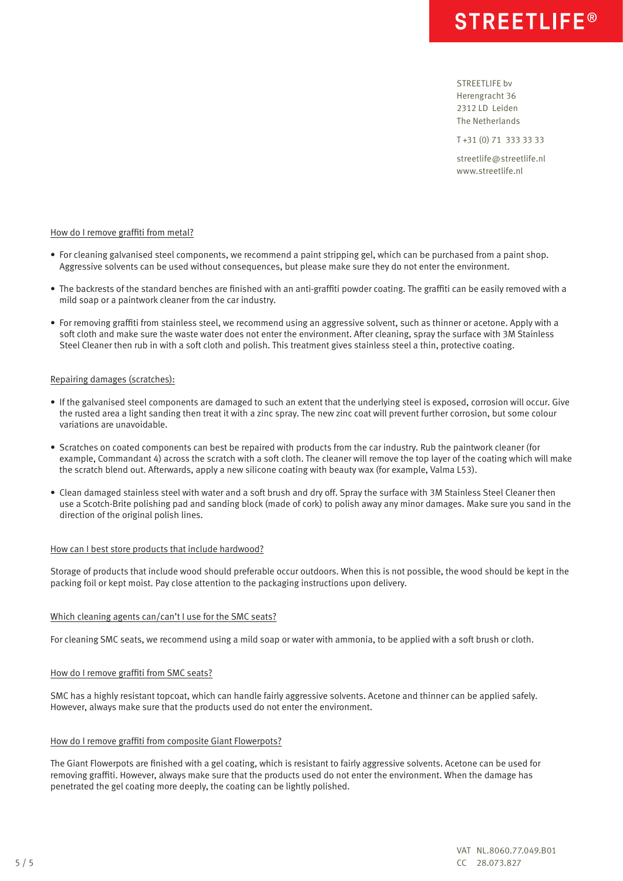STREETLIFE bv
Herengracht 36
2312 LD Leiden
The Netherlands

T +31 (0) 71 333 33 33

streetlife@streetlife.nl
www.streetlife.nl

### How do I remove graffiti from metal?

- For cleaning galvanised steel components, we recommend a paint stripping gel, which can be purchased from a paint shop. Aggressive solvents can be used without consequences, but please make sure they do not enter the environment.
- The backrests of the standard benches are finished with an anti-graffiti powder coating. The graffiti can be easily removed with a mild soap or a paintwork cleaner from the car industry.
- For removing graffiti from stainless steel, we recommend using an aggressive solvent, such as thinner or acetone. Apply with a soft cloth and make sure the waste water does not enter the environment. After cleaning, spray the surface with 3M Stainless Steel Cleaner then rub in with a soft cloth and polish. This treatment gives stainless steel a thin, protective coating.

### Repairing damages (scratches):

- If the galvanised steel components are damaged to such an extent that the underlying steel is exposed, corrosion will occur. Give the rusted area a light sanding then treat it with a zinc spray. The new zinc coat will prevent further corrosion, but some colour variations are unavoidable.
- Scratches on coated components can best be repaired with products from the car industry. Rub the paintwork cleaner (for example, Commandant 4) across the scratch with a soft cloth. The cleaner will remove the top layer of the coating which will make the scratch blend out. Afterwards, apply a new silicone coating with beauty wax (for example, Valma L53).
- Clean damaged stainless steel with water and a soft brush and dry off. Spray the surface with 3M Stainless Steel Cleaner then use a Scotch-Brite polishing pad and sanding block (made of cork) to polish away any minor damages. Make sure you sand in the direction of the original polish lines.

### How can I best store products that include hardwood?

Storage of products that include wood should preferable occur outdoors. When this is not possible, the wood should be kept in the packing foil or kept moist. Pay close attention to the packaging instructions upon delivery.

### Which cleaning agents can/can't I use for the SMC seats?

For cleaning SMC seats, we recommend using a mild soap or water with ammonia, to be applied with a soft brush or cloth.

### How do I remove graffiti from SMC seats?

SMC has a highly resistant topcoat, which can handle fairly aggressive solvents. Acetone and thinner can be applied safely. However, always make sure that the products used do not enter the environment.

### How do I remove graffiti from composite Giant Flowerpots?

The Giant Flowerpots are finished with a gel coating, which is resistant to fairly aggressive solvents. Acetone can be used for removing graffiti. However, always make sure that the products used do not enter the environment. When the damage has penetrated the gel coating more deeply, the coating can be lightly polished.

VAT NL.8060.77.049.B01
CC 28.073.827